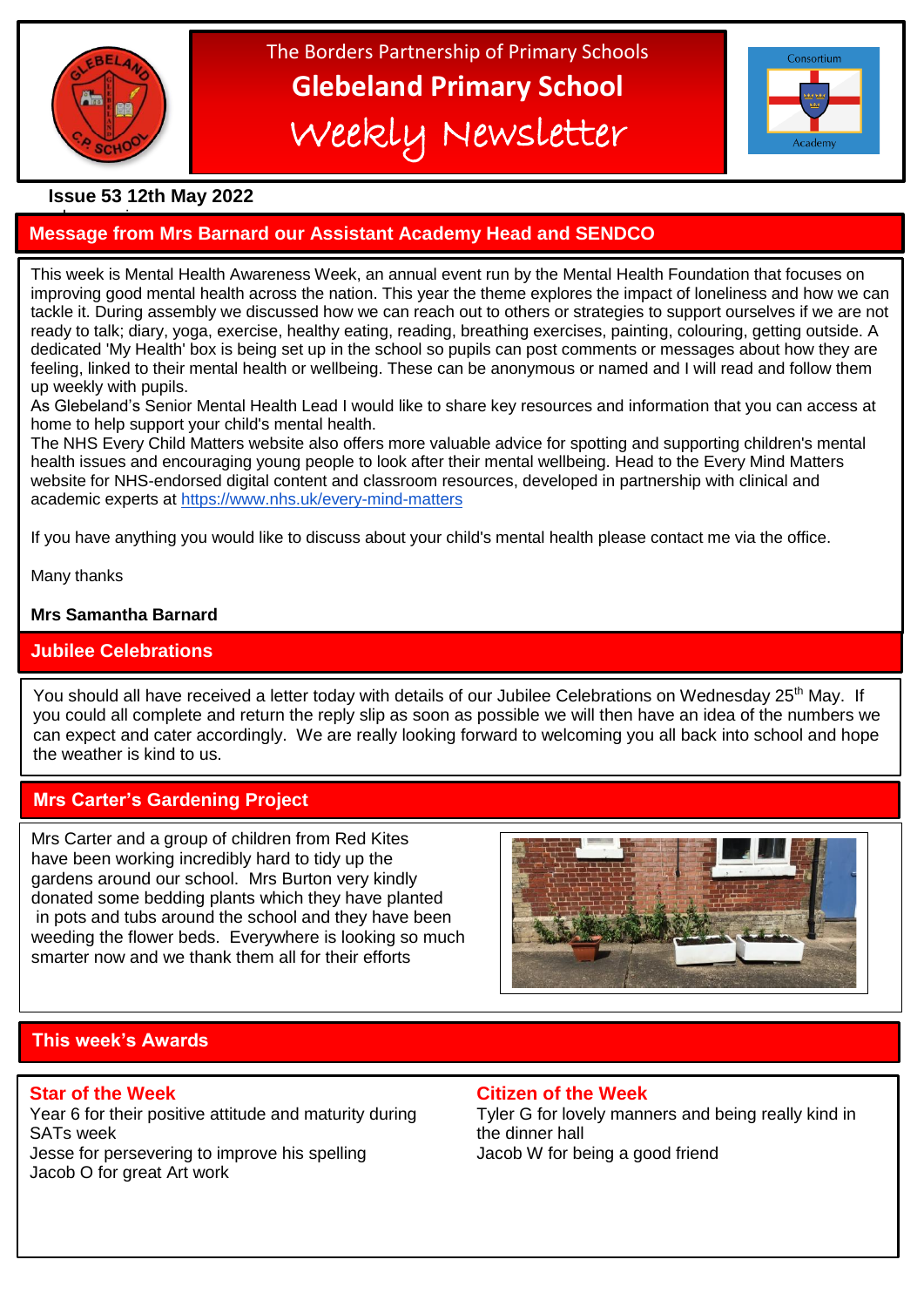# The Borders Partnership of Primary Schools

# Glebeland Primary School

## Weekly Newsletter

Consortium Academy

**Issue 53 12th May 2022**

## Message from Mrs Barnard our Assistant Academy Head and SENDCO

This week is Mental Health Awareness Week, an annual event run by the Mental Health Foundation that focuses on improving good mental health across the nation. This year the theme explores the impact of loneliness and how we can tackle it. During assembly we discussed how we can reach out to others or strategies to support ourselves if we are not ready to talk; diary, yoga, exercise, healthy eating, reading, breathing exercises, painting, colouring, getting outside. A dedicated 'My Health' box is being set up in the school so pupils can post comments or messages about how they are feeling, linked to their mental health or wellbeing. These can be anonymous or named and I will read and follow them up weekly with pupils.

As Glebeland's Senior Mental Health Lead I would like to share key resources and information that you can access at home to help support your child's mental health.

The NHS Every Child Matters website also offers more valuable advice for spotting and supporting children's mental health issues and encouraging young people to look after their mental wellbeing. Head to the Every Mind Matters website for NHS-endorsed digital content and classroom resources, developed in partnership with clinical and academic experts at https://www.nhs.uk/every-mind-matters

If you have anything you would like to discuss about your child's mental health please contact me via the office.

Many thanks

**Mrs Samantha Barnard**

## Jubilee Celebrations

You should all have received a letter today with details of our Jubilee Celebrations on Wednesday 25th May. If you could all complete and return the reply slip as soon as possible we will then have an idea of the numbers we can expect and cater accordingly. We are really looking forward to welcoming you all back into school and hope the weather is kind to us.

## Mrs Carter's Gardening Project

Mrs Carter and a group of children from Red Kites have been working incredibly hard to tidy up the gardens around our school. Mrs Burton very kindly donated some bedding plants which they have planted in pots and tubs around the school and they have been weeding the flower beds. Everywhere is looking so much smarter now and we thank them all for their efforts

## This week's Awards

### Star of the Week

Year 6 for their positive attitude and maturity during SATs week
Jesse for persevering to improve his spelling
Jacob O for great Art work

### Citizen of the Week

Tyler G for lovely manners and being really kind in the dinner hall
Jacob W for being a good friend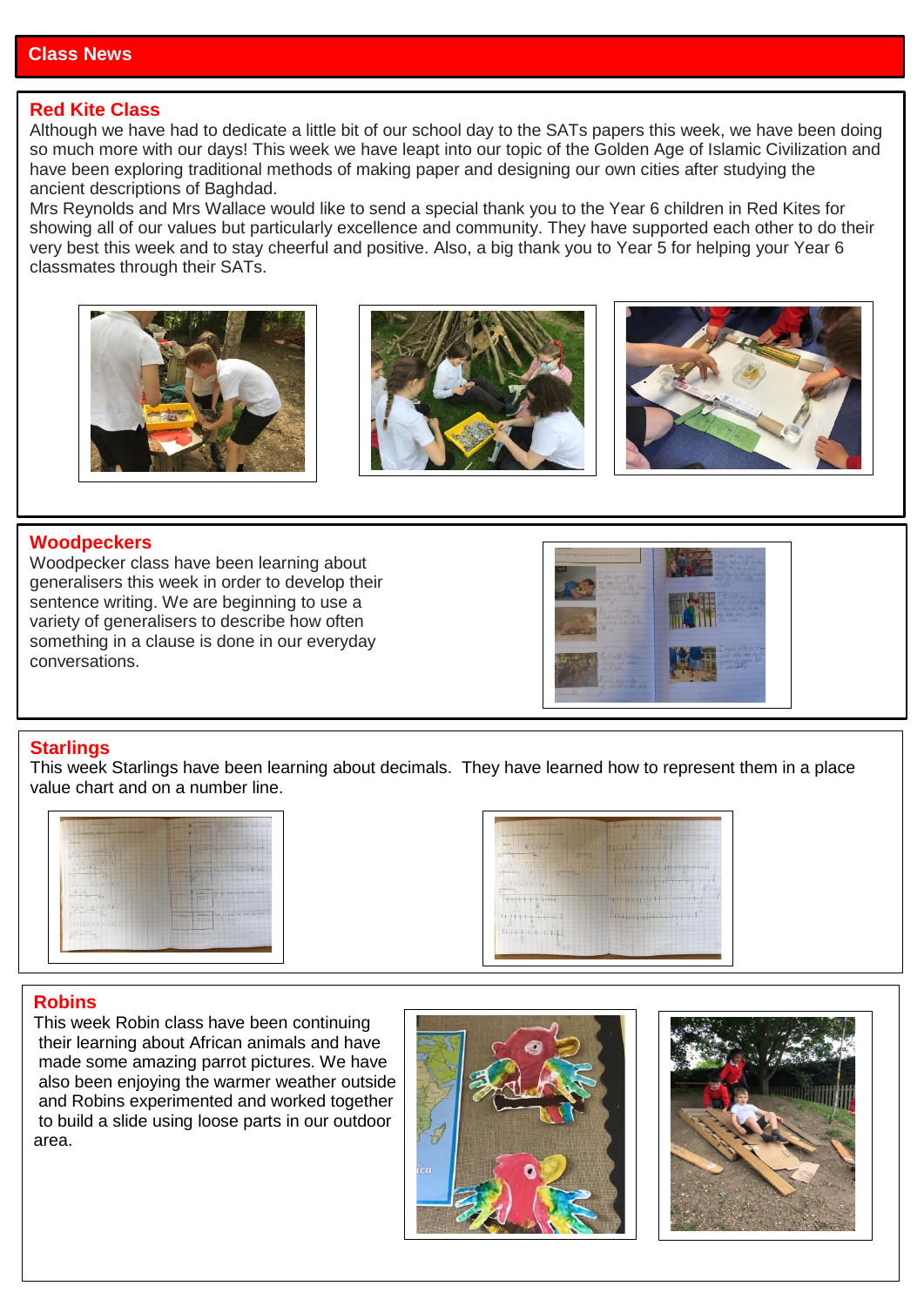## Class News

### Red Kite Class

Although we have had to dedicate a little bit of our school day to the SATs papers this week, we have been doing so much more with our days! This week we have leapt into our topic of the Golden Age of Islamic Civilization and have been exploring traditional methods of making paper and designing our own cities after studying the ancient descriptions of Baghdad.

Mrs Reynolds and Mrs Wallace would like to send a special thank you to the Year 6 children in Red Kites for showing all of our values but particularly excellence and community. They have supported each other to do their very best this week and to stay cheerful and positive. Also, a big thank you to Year 5 for helping your Year 6 classmates through their SATs.

### Woodpeckers

Woodpecker class have been learning about generalisers this week in order to develop their sentence writing. We are beginning to use a variety of generalisers to describe how often something in a clause is done in our everyday conversations.

### Starlings

This week Starlings have been learning about decimals. They have learned how to represent them in a place value chart and on a number line.

### Robins

This week Robin class have been continuing their learning about African animals and have made some amazing parrot pictures. We have also been enjoying the warmer weather outside and Robins experimented and worked together to build a slide using loose parts in our outdoor area.